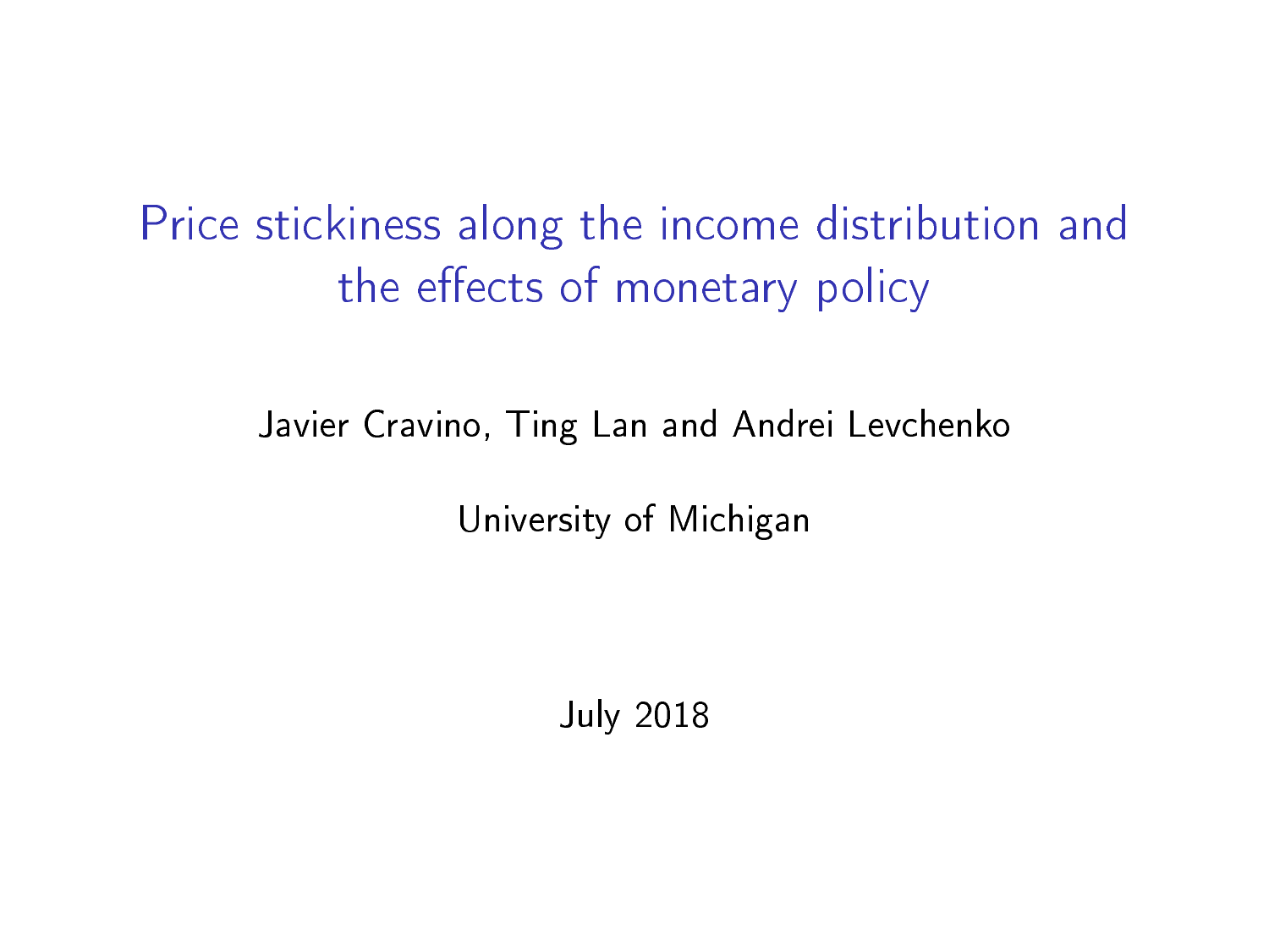# Price stickiness along the income distribution and the effects of monetary policy

Javier Cravino, Ting Lan and Andrei Levchenko

University of Michigan

July 2018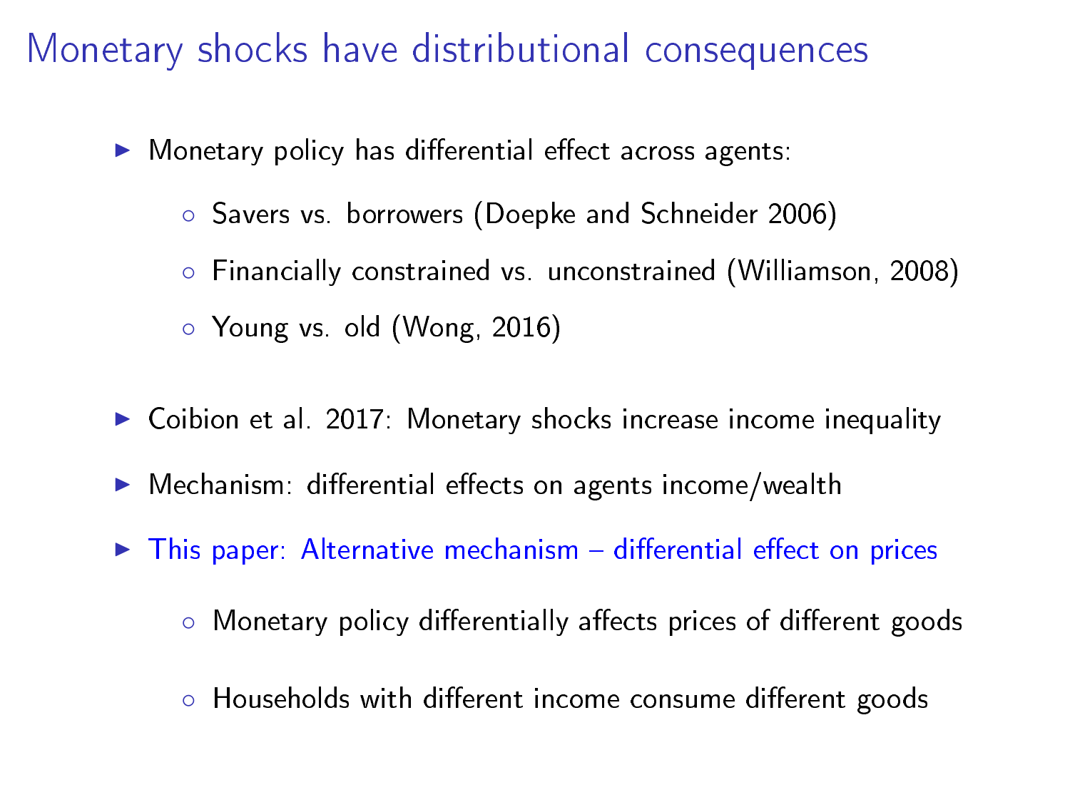# Monetary shocks have distributional consequences

- Monetary policy has differential effect across agents:
  - Savers vs. borrowers (Doepke and Schneider 2006)
  - Financially constrained vs. unconstrained (Williamson, 2008)
  - Young vs. old (Wong, 2016)
- Coibion et al. 2017: Monetary shocks increase income inequality
- Mechanism: differential effects on agents income/wealth
- This paper: Alternative mechanism – differential effect on prices
  - Monetary policy differentially affects prices of different goods
  - Households with different income consume different goods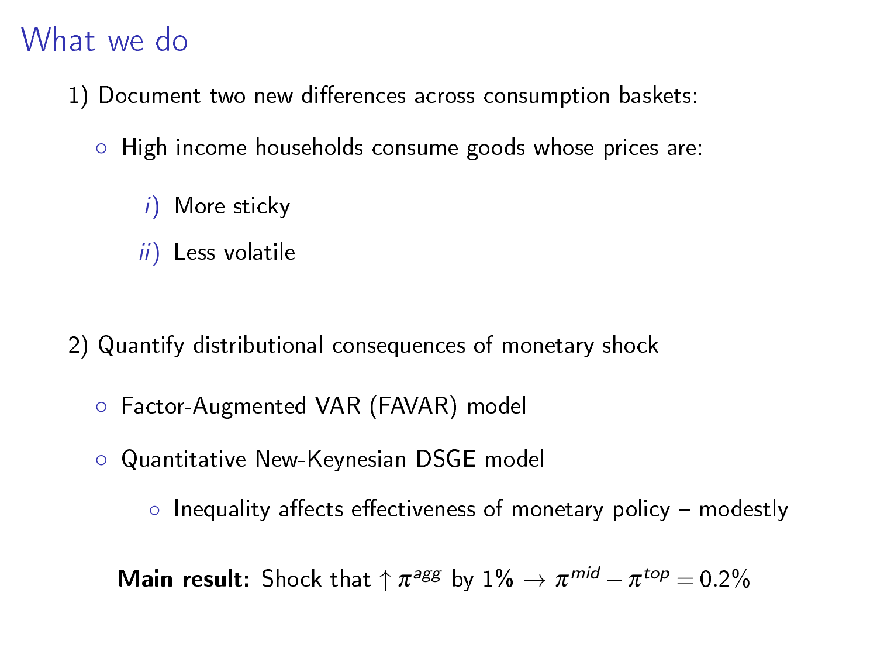# What we do

1) Document two new differences across consumption baskets:

   - High income households consume goods whose prices are:

     *i*) More sticky

     *ii*) Less volatile

2) Quantify distributional consequences of monetary shock

   - Factor-Augmented VAR (FAVAR) model

   - Quantitative New-Keynesian DSGE model

     - Inequality affects effectiveness of monetary policy – modestly

**Main result:** Shock that $\uparrow \pi^{agg}$ by 1% $\rightarrow \pi^{mid} - \pi^{top} = 0.2\%$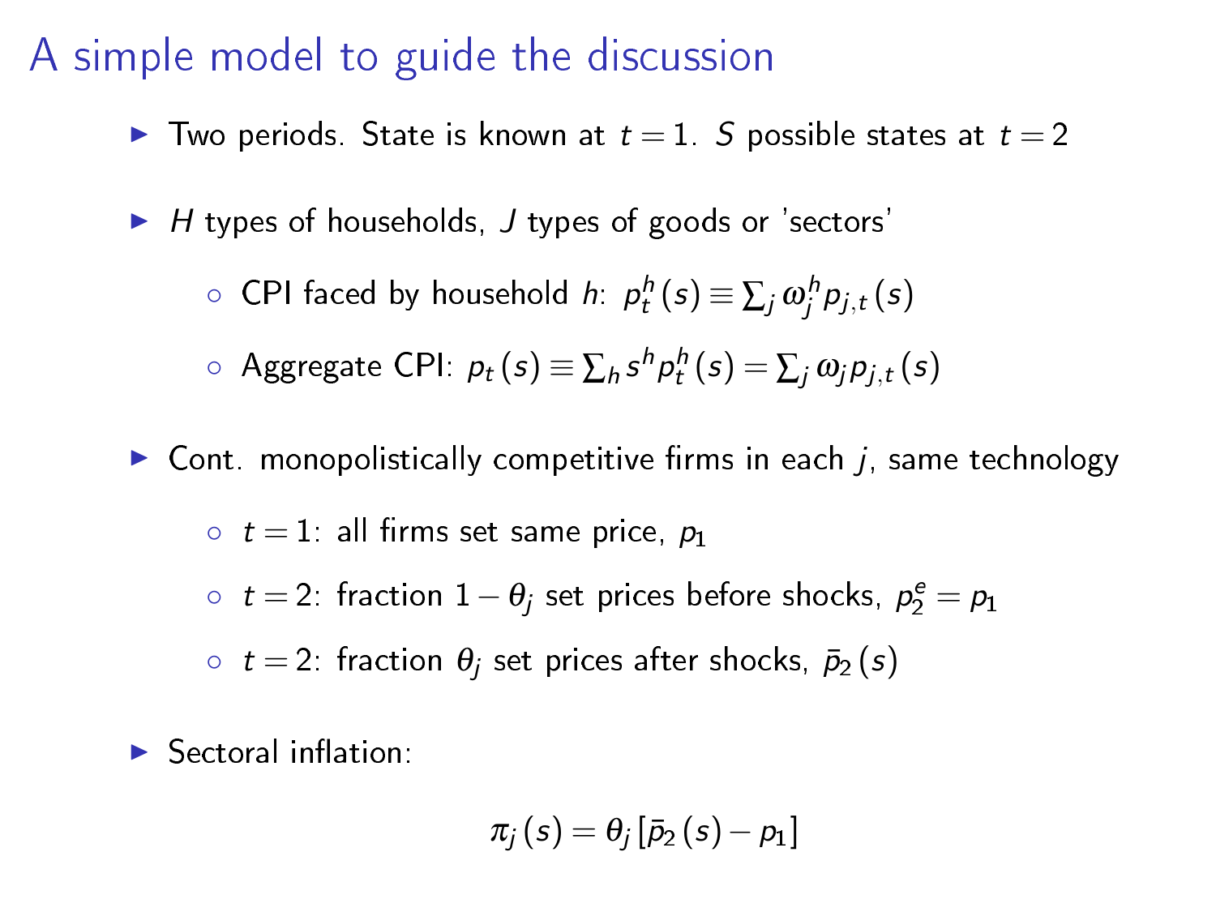# A simple model to guide the discussion

- Two periods. State is known at $t = 1$. $S$ possible states at $t = 2$
- $H$ types of households, $J$ types of goods or 'sectors'
  - CPI faced by household $h$: $p_t^h(s) \equiv \sum_j \omega_j^h p_{j,t}(s)$
  - Aggregate CPI: $p_t(s) \equiv \sum_h s^h p_t^h(s) = \sum_j \omega_j p_{j,t}(s)$
- Cont. monopolistically competitive firms in each $j$, same technology
  - $t = 1$: all firms set same price, $p_1$
  - $t = 2$: fraction $1 - \theta_j$ set prices before shocks, $p_2^e = p_1$
  - $t = 2$: fraction $\theta_j$ set prices after shocks, $\bar{p}_2(s)$
- Sectoral inflation:

$$\pi_j(s) = \theta_j [\bar{p}_2(s) - p_1]$$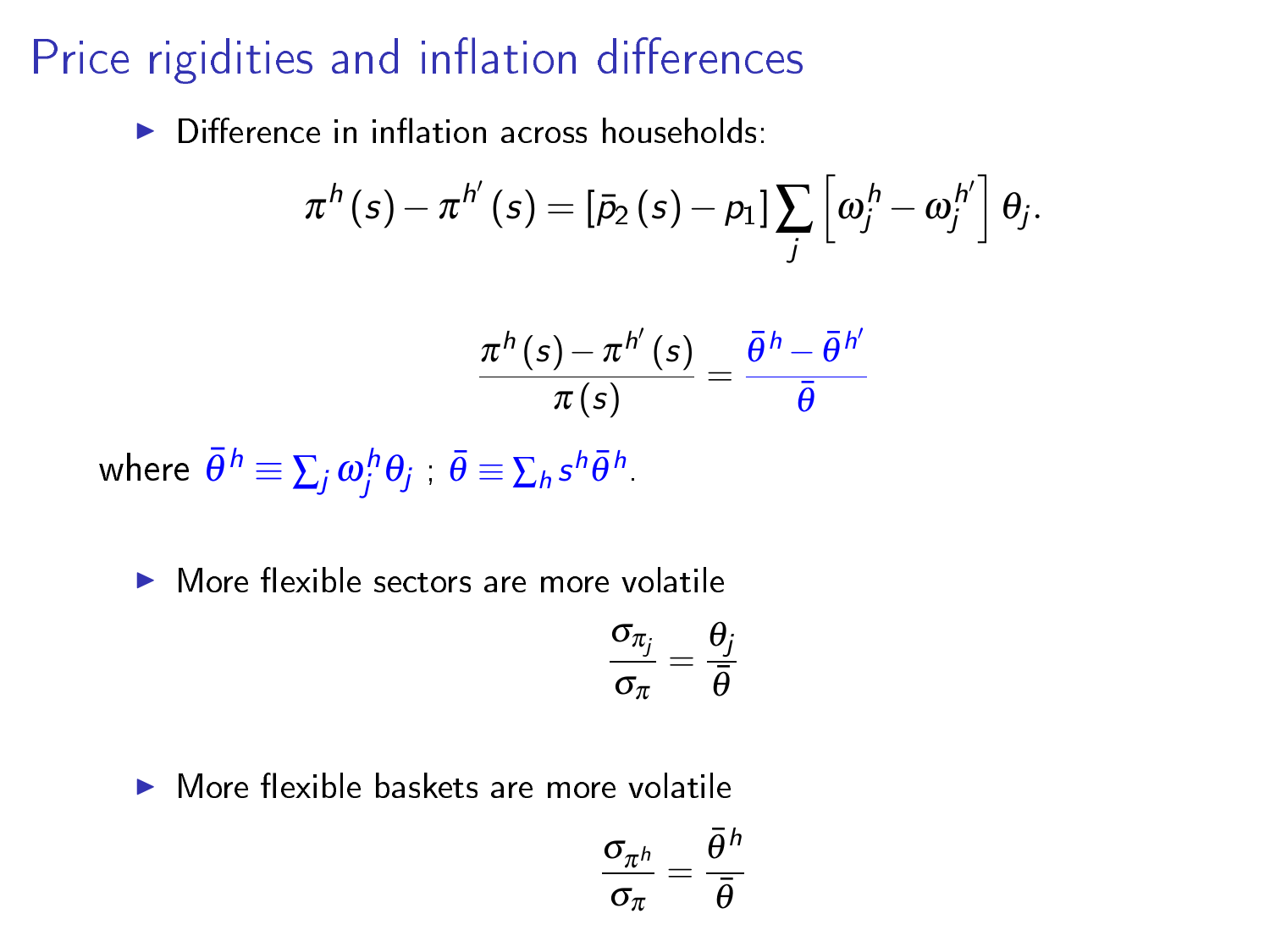# Price rigidities and inflation differences

- Difference in inflation across households:

$$\pi^h(s) - \pi^{h'}(s) = [\bar{p}_2(s) - p_1] \sum_j \left[\omega_j^h - \omega_j^{h'}\right] \theta_j.$$

$$\frac{\pi^h(s) - \pi^{h'}(s)}{\pi(s)} = \frac{\bar{\theta}^h - \bar{\theta}^{h'}}{\bar{\theta}}$$

where $\bar{\theta}^h \equiv \sum_j \omega_j^h \theta_j$ ; $\bar{\theta} \equiv \sum_h s^h \bar{\theta}^h$.

- More flexible sectors are more volatile

$$\frac{\sigma_{\pi_j}}{\sigma_\pi} = \frac{\theta_j}{\bar{\theta}}$$

- More flexible baskets are more volatile

$$\frac{\sigma_{\pi^h}}{\sigma_\pi} = \frac{\bar{\theta}^h}{\bar{\theta}}$$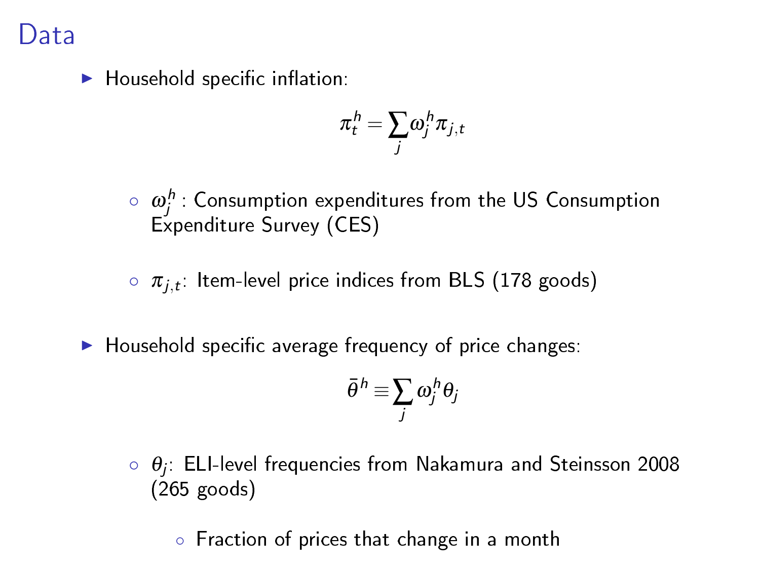# Data

- Household specific inflation:

$$\pi_t^h = \sum_j \omega_j^h \pi_{j,t}$$

  - $\omega_j^h$ : Consumption expenditures from the US Consumption Expenditure Survey (CES)
  - $\pi_{j,t}$: Item-level price indices from BLS (178 goods)

- Household specific average frequency of price changes:

$$\bar{\theta}^h \equiv \sum_j \omega_j^h \theta_j$$

  - $\theta_j$: ELI-level frequencies from Nakamura and Steinsson 2008 (265 goods)
    - Fraction of prices that change in a month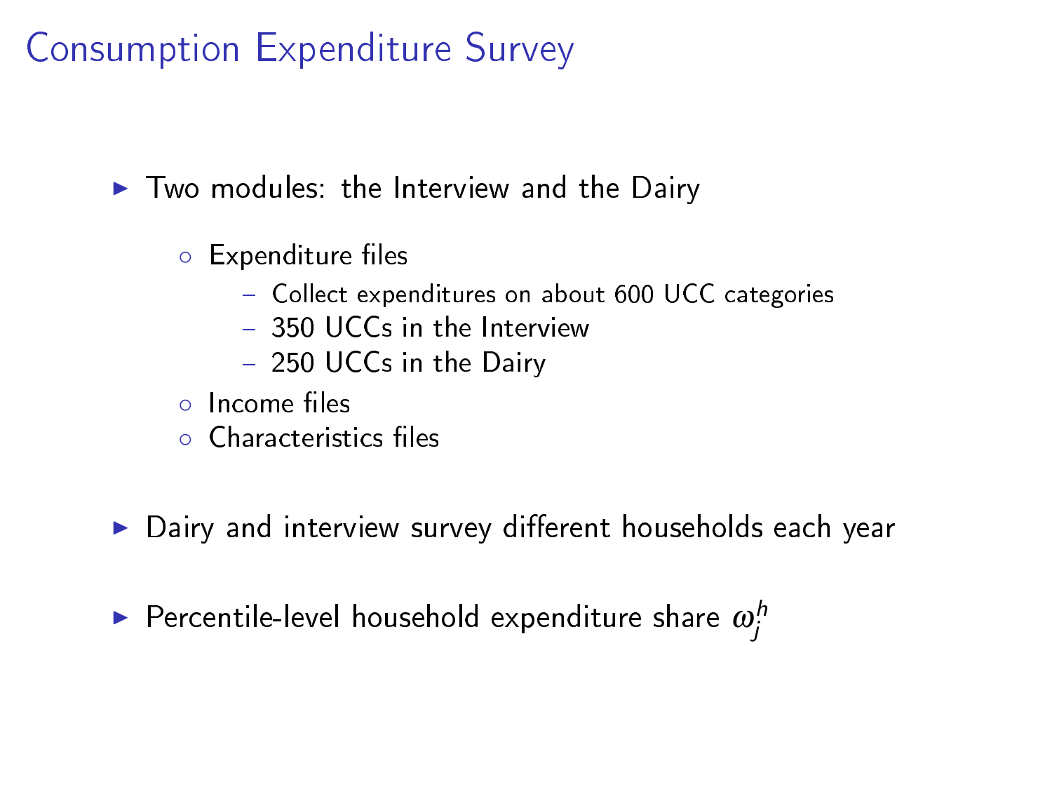# Consumption Expenditure Survey

- Two modules: the Interview and the Dairy
  - Expenditure files
    - Collect expenditures on about 600 UCC categories
    - 350 UCCs in the Interview
    - 250 UCCs in the Dairy
  - Income files
  - Characteristics files
- Dairy and interview survey different households each year
- Percentile-level household expenditure share $\omega_j^h$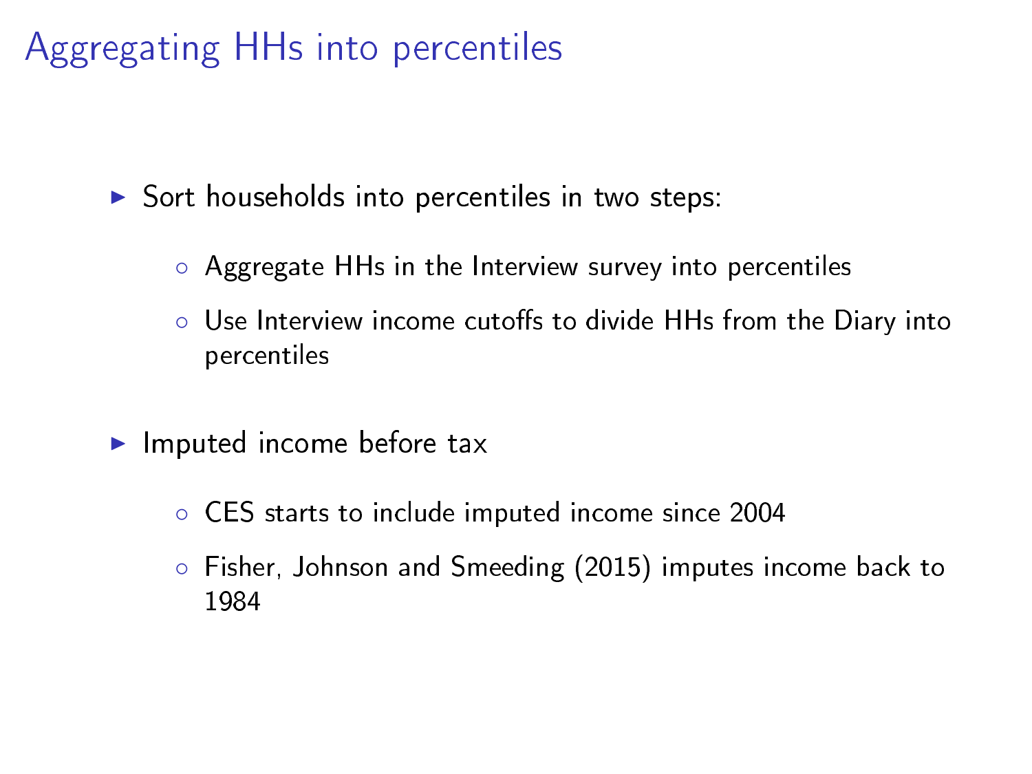# Aggregating HHs into percentiles

- Sort households into percentiles in two steps:
  - Aggregate HHs in the Interview survey into percentiles
  - Use Interview income cutoffs to divide HHs from the Diary into percentiles
- Imputed income before tax
  - CES starts to include imputed income since 2004
  - Fisher, Johnson and Smeeding (2015) imputes income back to 1984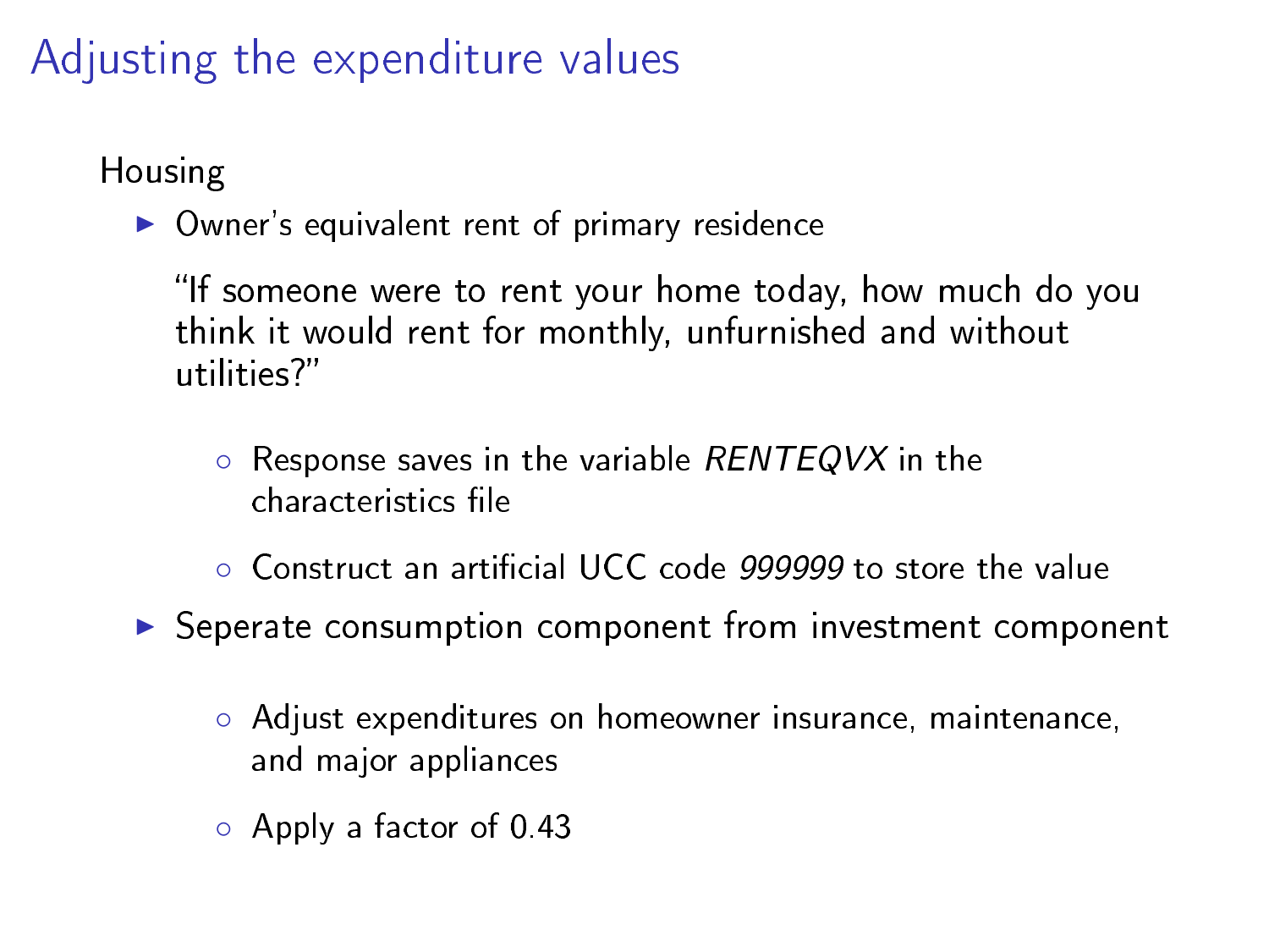# Adjusting the expenditure values

Housing

- Owner's equivalent rent of primary residence

  "If someone were to rent your home today, how much do you think it would rent for monthly, unfurnished and without utilities?"

  - Response saves in the variable *RENTEQVX* in the characteristics file
  - Construct an artificial UCC code *999999* to store the value

- Seperate consumption component from investment component

  - Adjust expenditures on homeowner insurance, maintenance, and major appliances
  - Apply a factor of 0.43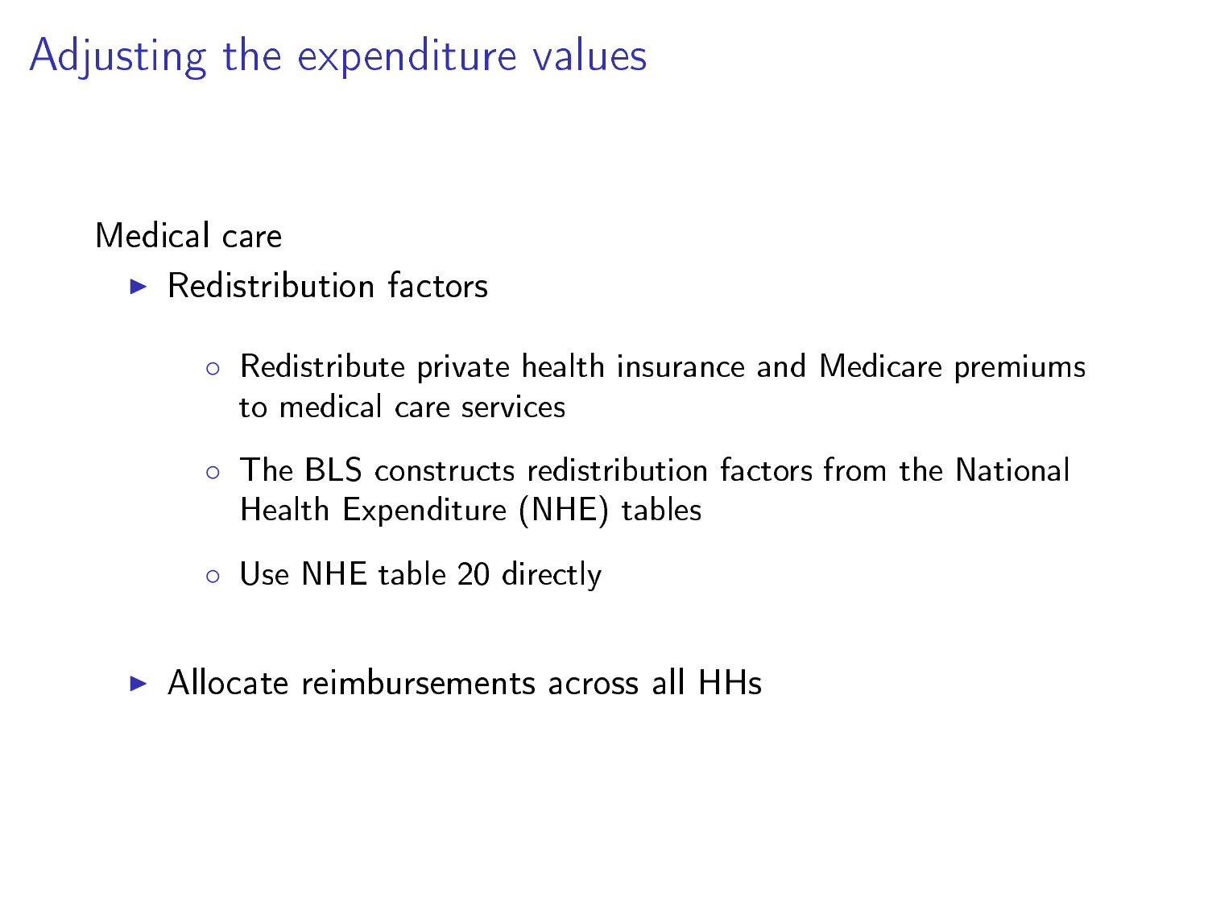# Adjusting the expenditure values

Medical care

- Redistribution factors
  - Redistribute private health insurance and Medicare premiums to medical care services
  - The BLS constructs redistribution factors from the National Health Expenditure (NHE) tables
  - Use NHE table 20 directly
- Allocate reimbursements across all HHs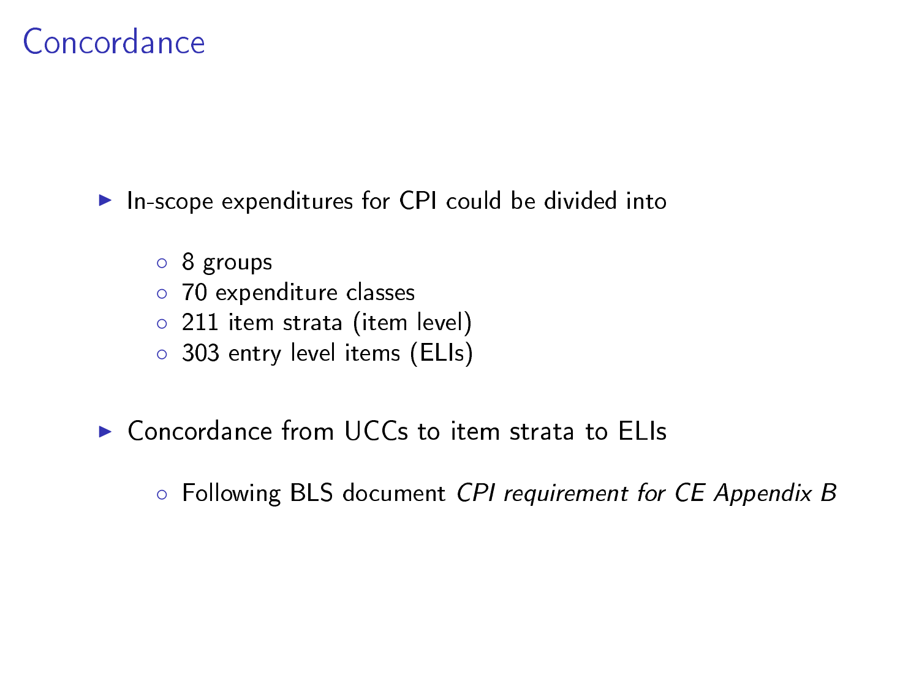# Concordance

- In-scope expenditures for CPI could be divided into
  - 8 groups
  - 70 expenditure classes
  - 211 item strata (item level)
  - 303 entry level items (ELIs)
- Concordance from UCCs to item strata to ELIs
  - Following BLS document *CPI requirement for CE Appendix B*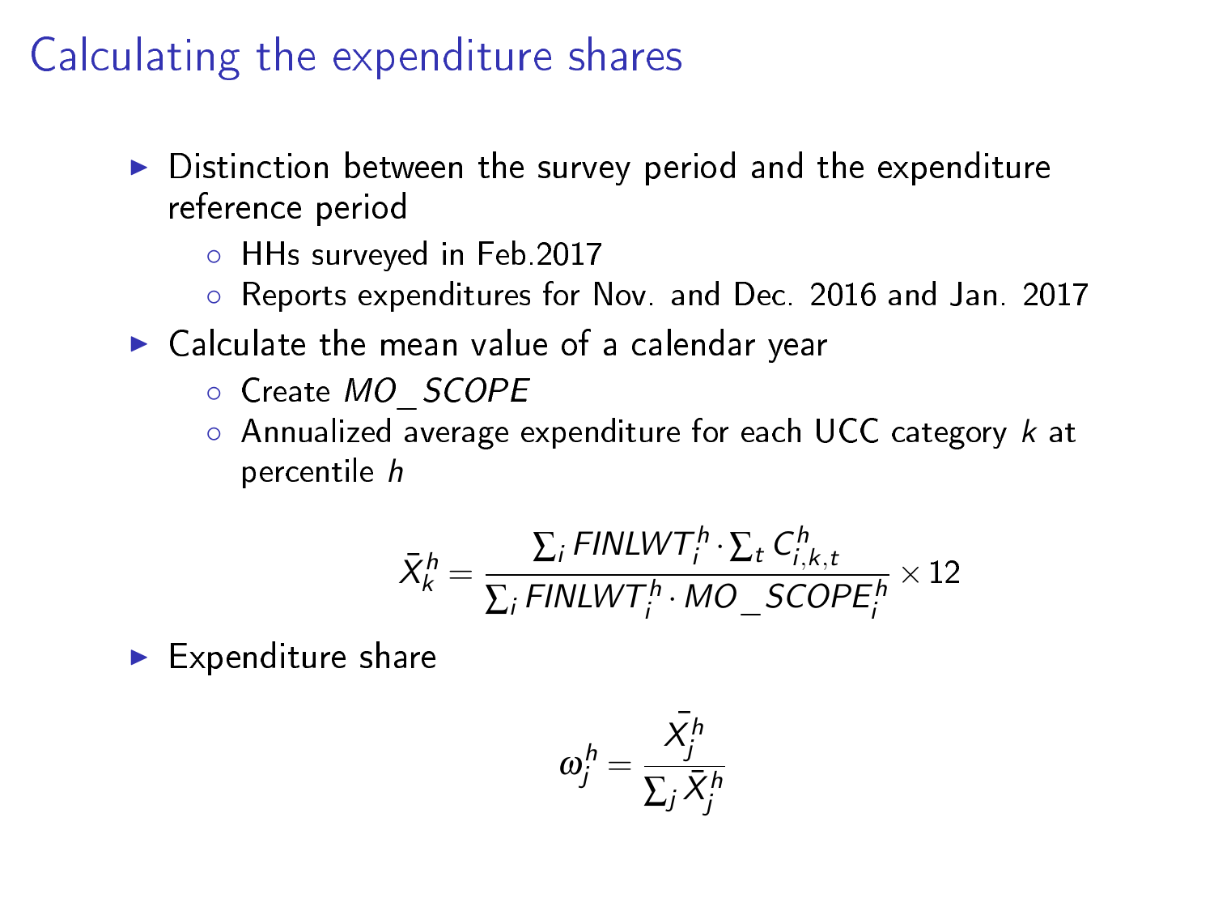# Calculating the expenditure shares

- Distinction between the survey period and the expenditure reference period
  - HHs surveyed in Feb.2017
  - Reports expenditures for Nov. and Dec. 2016 and Jan. 2017
- Calculate the mean value of a calendar year
  - Create *MO_SCOPE*
  - Annualized average expenditure for each UCC category $k$ at percentile $h$

$$\bar{X}_k^h = \frac{\sum_i FINLWT_i^h \cdot \sum_t C_{i,k,t}^h}{\sum_i FINLWT_i^h \cdot MO\_SCOPE_i^h} \times 12$$

- Expenditure share

$$\omega_j^h = \frac{\bar{X}_j^h}{\sum_j \bar{X}_j^h}$$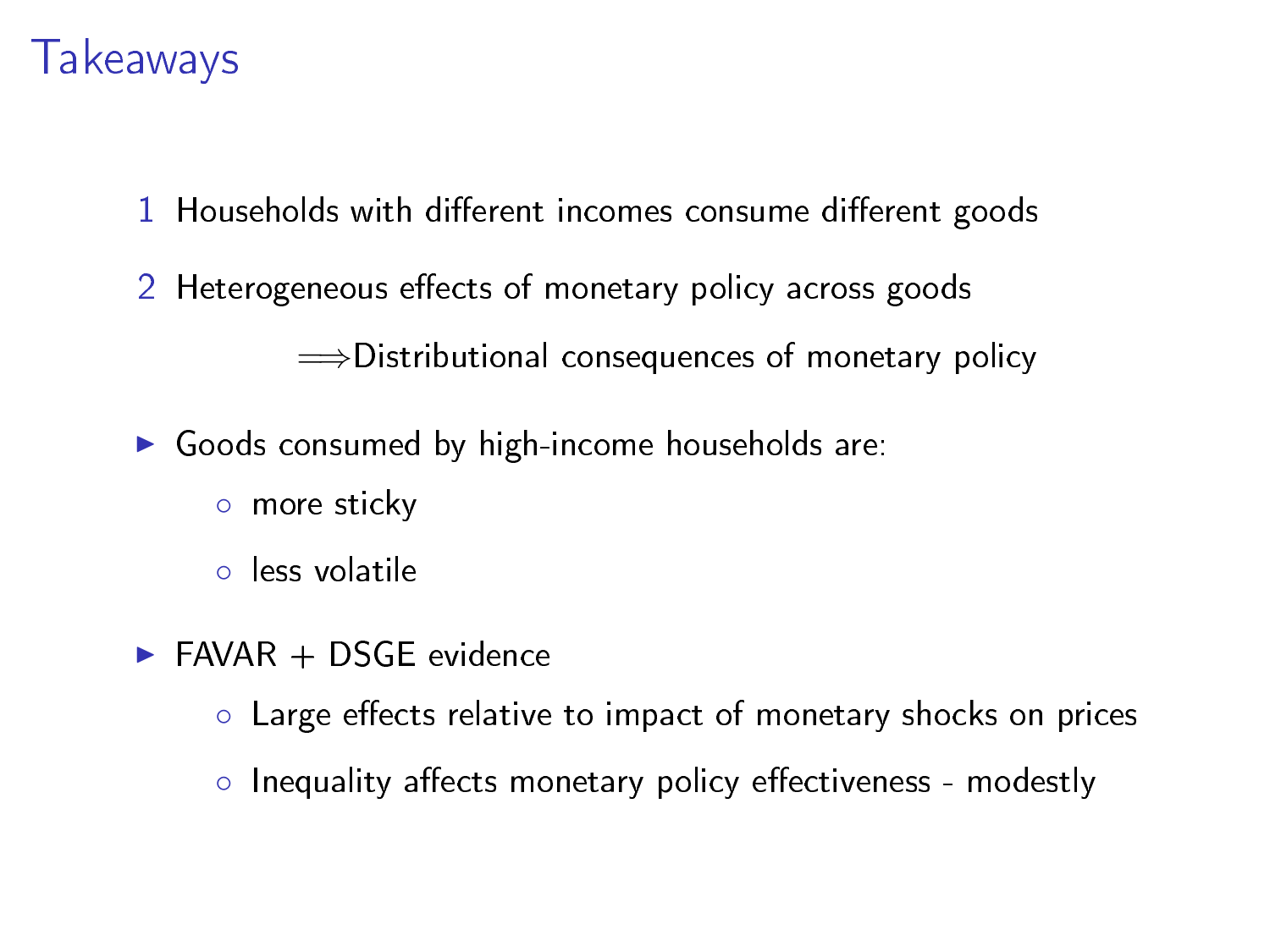# Takeaways

1. Households with different incomes consume different goods
2. Heresogeneous effects of monetary policy across goods

   $\Longrightarrow$Distributional consequences of monetary policy

- Goods consumed by high-income households are:
  - more sticky
  - less volatile
- FAVAR + DSGE evidence
  - Large effects relative to impact of monetary shocks on prices
  - Inequality affects monetary policy effectiveness - modestly

# Takeaways

1. Households with different incomes consume different goods
2. Heterogeneous effects of monetary policy across goods

   $\Longrightarrow$Distributional consequences of monetary policy

- Goods consumed by high-income households are:
  - more sticky
  - less volatile
- FAVAR + DSGE evidence
  - Large effects relative to impact of monetary shocks on prices
  - Inequality affects monetary policy effectiveness - modestly